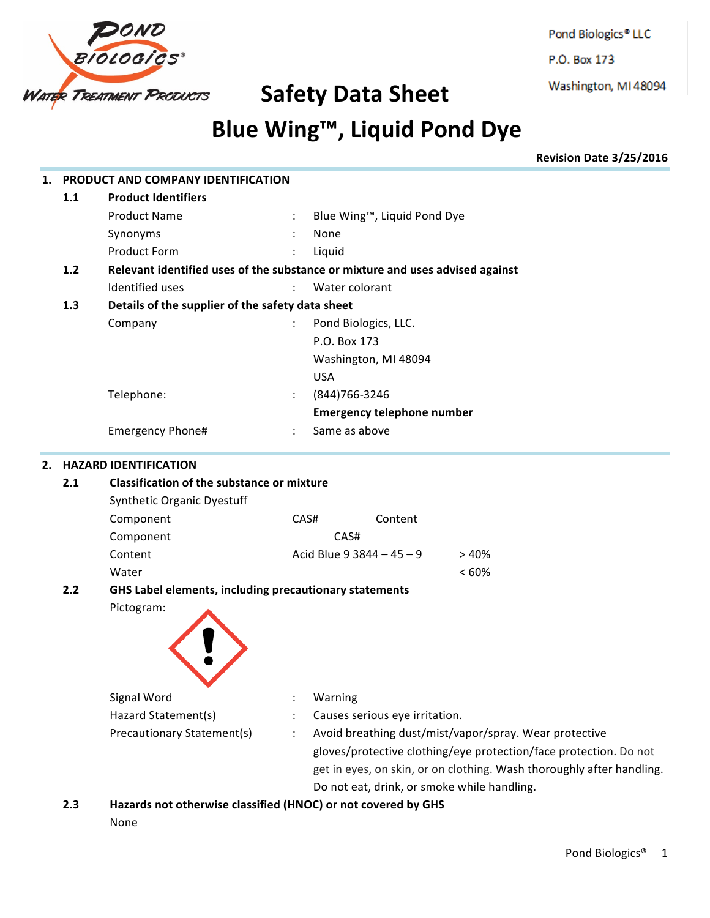Pond Biologics® LLC

P.O. Box 173

Washington, MI 48094

# Safety Data Sheet

# Blue Wing™, Liquid Pond Dye

**Revision Date 3/25/2016**

## 1. PRODUCT AND COMPANY IDENTIFICATION

### 1.1 Product Identifiers

| | | |
|---|---|---|
| Product Name | : | Blue Wing™, Liquid Pond Dye |
| Synonyms | : | None |
| Product Form | : | Liquid |

### 1.2 Relevant identified uses of the substance or mixture and uses advised against

| | | |
|---|---|---|
| Identified uses | : | Water colorant |

### 1.3 Details of the supplier of the safety data sheet

| | | |
|---|---|---|
| Company | : | Pond Biologics, LLC.<br>P.O. Box 173<br>Washington, MI 48094<br>USA |
| Telephone: | : | (844)766-3246 |
| | | **Emergency telephone number** |
| Emergency Phone# | : | Same as above |

## 2. HAZARD IDENTIFICATION

### 2.1 Classification of the substance or mixture

Synthetic Organic Dyestuff

| Component | CAS# | Content |
|---|---|---|
| Component | CAS# | |
| Content | Acid Blue 9 3844 – 45 – 9 | > 40% |
| Water | | < 60% |

### 2.2 GHS Label elements, including precautionary statements

Pictogram:

| | | |
|---|---|---|
| Signal Word | : | Warning |
| Hazard Statement(s) | : | Causes serious eye irritation. |
| Precautionary Statement(s) | : | Avoid breathing dust/mist/vapor/spray. Wear protective gloves/protective clothing/eye protection/face protection. Do not get in eyes, on skin, or on clothing. Wash thoroughly after handling. Do not eat, drink, or smoke while handling. |

### 2.3 Hazards not otherwise classified (HNOC) or not covered by GHS

None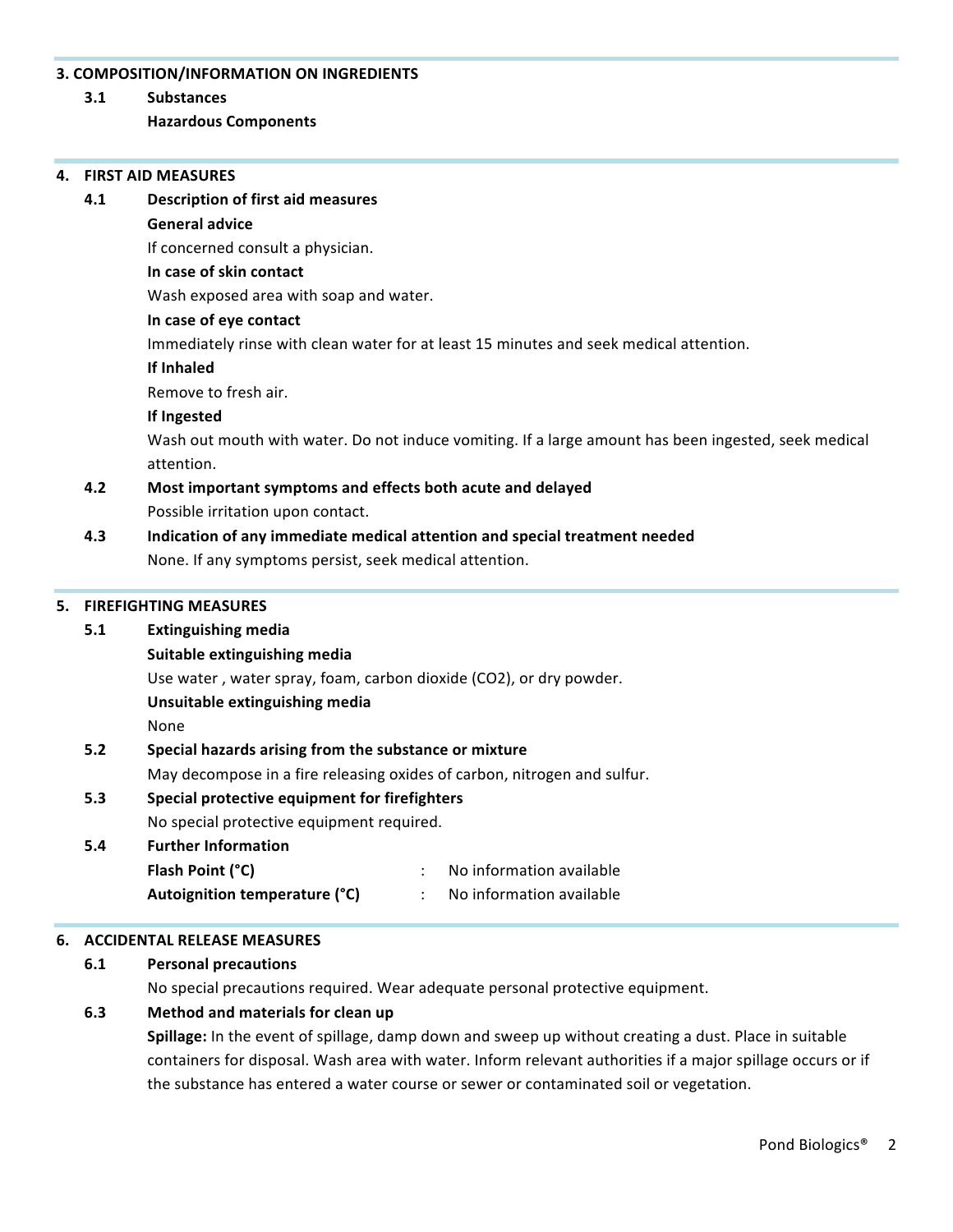## 3. COMPOSITION/INFORMATION ON INGREDIENTS

### 3.1 Substances

**Hazardous Components**

## 4. FIRST AID MEASURES

### 4.1 Description of first aid measures

**General advice**

If concerned consult a physician.

**In case of skin contact**

Wash exposed area with soap and water.

**In case of eye contact**

Immediately rinse with clean water for at least 15 minutes and seek medical attention.

**If Inhaled**

Remove to fresh air.

**If Ingested**

Wash out mouth with water. Do not induce vomiting. If a large amount has been ingested, seek medical attention.

### 4.2 Most important symptoms and effects both acute and delayed

Possible irritation upon contact.

### 4.3 Indication of any immediate medical attention and special treatment needed

None. If any symptoms persist, seek medical attention.

## 5. FIREFIGHTING MEASURES

### 5.1 Extinguishing media

**Suitable extinguishing media**

Use water , water spray, foam, carbon dioxide ($CO_2$), or dry powder.

**Unsuitable extinguishing media**

None

### 5.2 Special hazards arising from the substance or mixture

May decompose in a fire releasing oxides of carbon, nitrogen and sulfur.

### 5.3 Special protective equipment for firefighters

No special protective equipment required.

### 5.4 Further Information

**Flash Point (°C)** : No information available

**Autoignition temperature (°C)** : No information available

## 6. ACCIDENTAL RELEASE MEASURES

### 6.1 Personal precautions

No special precautions required. Wear adequate personal protective equipment.

### 6.3 Method and materials for clean up

**Spillage:** In the event of spillage, damp down and sweep up without creating a dust. Place in suitable containers for disposal. Wash area with water. Inform relevant authorities if a major spillage occurs or if the substance has entered a water course or sewer or contaminated soil or vegetation.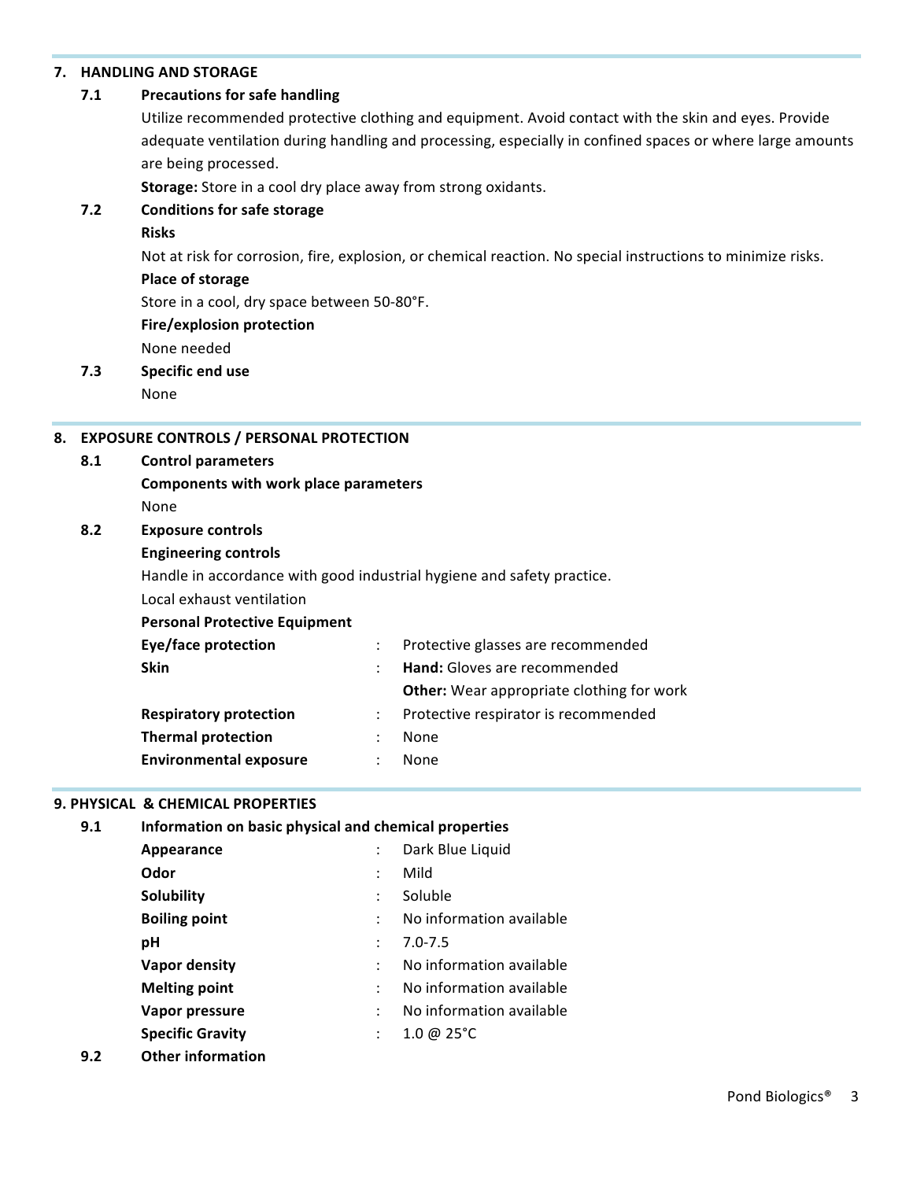## 7. HANDLING AND STORAGE

### 7.1 Precautions for safe handling

Utilize recommended protective clothing and equipment. Avoid contact with the skin and eyes. Provide adequate ventilation during handling and processing, especially in confined spaces or where large amounts are being processed.

**Storage:** Store in a cool dry place away from strong oxidants.

### 7.2 Conditions for safe storage

**Risks**

Not at risk for corrosion, fire, explosion, or chemical reaction. No special instructions to minimize risks.

**Place of storage**

Store in a cool, dry space between 50-80°F.

**Fire/explosion protection**

None needed

### 7.3 Specific end use

None

## 8. EXPOSURE CONTROLS / PERSONAL PROTECTION

### 8.1 Control parameters

**Components with work place parameters**

None

### 8.2 Exposure controls

**Engineering controls**

Handle in accordance with good industrial hygiene and safety practice.

Local exhaust ventilation

**Personal Protective Equipment**

| | | |
|---|---|---|
| **Eye/face protection** | : | Protective glasses are recommended |
| **Skin** | : | **Hand:** Gloves are recommended |
| | | **Other:** Wear appropriate clothing for work |
| **Respiratory protection** | : | Protective respirator is recommended |
| **Thermal protection** | : | None |
| **Environmental exposure** | : | None |

## 9. PHYSICAL & CHEMICAL PROPERTIES

### 9.1 Information on basic physical and chemical properties

| | | |
|---|---|---|
| **Appearance** | : | Dark Blue Liquid |
| **Odor** | : | Mild |
| **Solubility** | : | Soluble |
| **Boiling point** | : | No information available |
| **pH** | : | 7.0-7.5 |
| **Vapor density** | : | No information available |
| **Melting point** | : | No information available |
| **Vapor pressure** | : | No information available |
| **Specific Gravity** | : | 1.0 @ 25°C |

### 9.2 Other information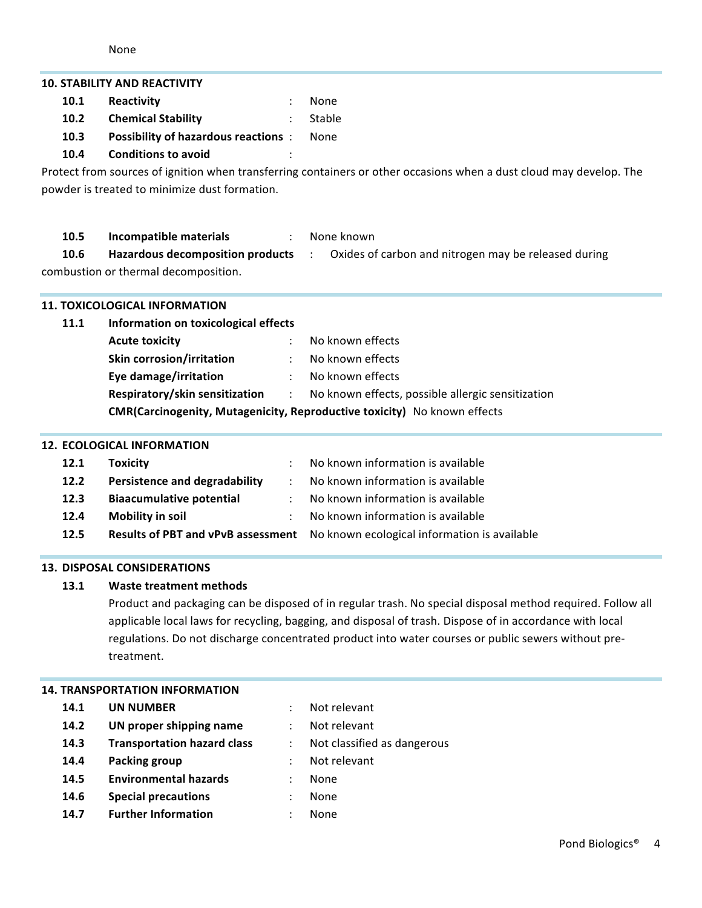None

## 10. STABILITY AND REACTIVITY

**10.1 Reactivity** : None

**10.2 Chemical Stability** : Stable

**10.3 Possibility of hazardous reactions** : None

**10.4 Conditions to avoid** :

Protect from sources of ignition when transferring containers or other occasions when a dust cloud may develop. The powder is treated to minimize dust formation.

**10.5 Incompatible materials** : None known

**10.6 Hazardous decomposition products** : Oxides of carbon and nitrogen may be released during combustion or thermal decomposition.

## 11. TOXICOLOGICAL INFORMATION

**11.1 Information on toxicological effects**

**Acute toxicity** : No known effects

**Skin corrosion/irritation** : No known effects

**Eye damage/irritation** : No known effects

**Respiratory/skin sensitization** : No known effects, possible allergic sensitization

**CMR(Carcinogenity, Mutagenicity, Reproductive toxicity)** No known effects

## 12. ECOLOGICAL INFORMATION

**12.1 Toxicity** : No known information is available

**12.2 Persistence and degradability** : No known information is available

**12.3 Biaacumulative potential** : No known information is available

**12.4 Mobility in soil** : No known information is available

**12.5 Results of PBT and vPvB assessment** No known ecological information is available

## 13. DISPOSAL CONSIDERATIONS

**13.1 Waste treatment methods**

Product and packaging can be disposed of in regular trash. No special disposal method required. Follow all applicable local laws for recycling, bagging, and disposal of trash. Dispose of in accordance with local regulations. Do not discharge concentrated product into water courses or public sewers without pre-treatment.

## 14. TRANSPORTATION INFORMATION

**14.1 UN NUMBER** : Not relevant

**14.2 UN proper shipping name** : Not relevant

**14.3 Transportation hazard class** : Not classified as dangerous

**14.4 Packing group** : Not relevant

**14.5 Environmental hazards** : None

**14.6 Special precautions** : None

**14.7 Further Information** : None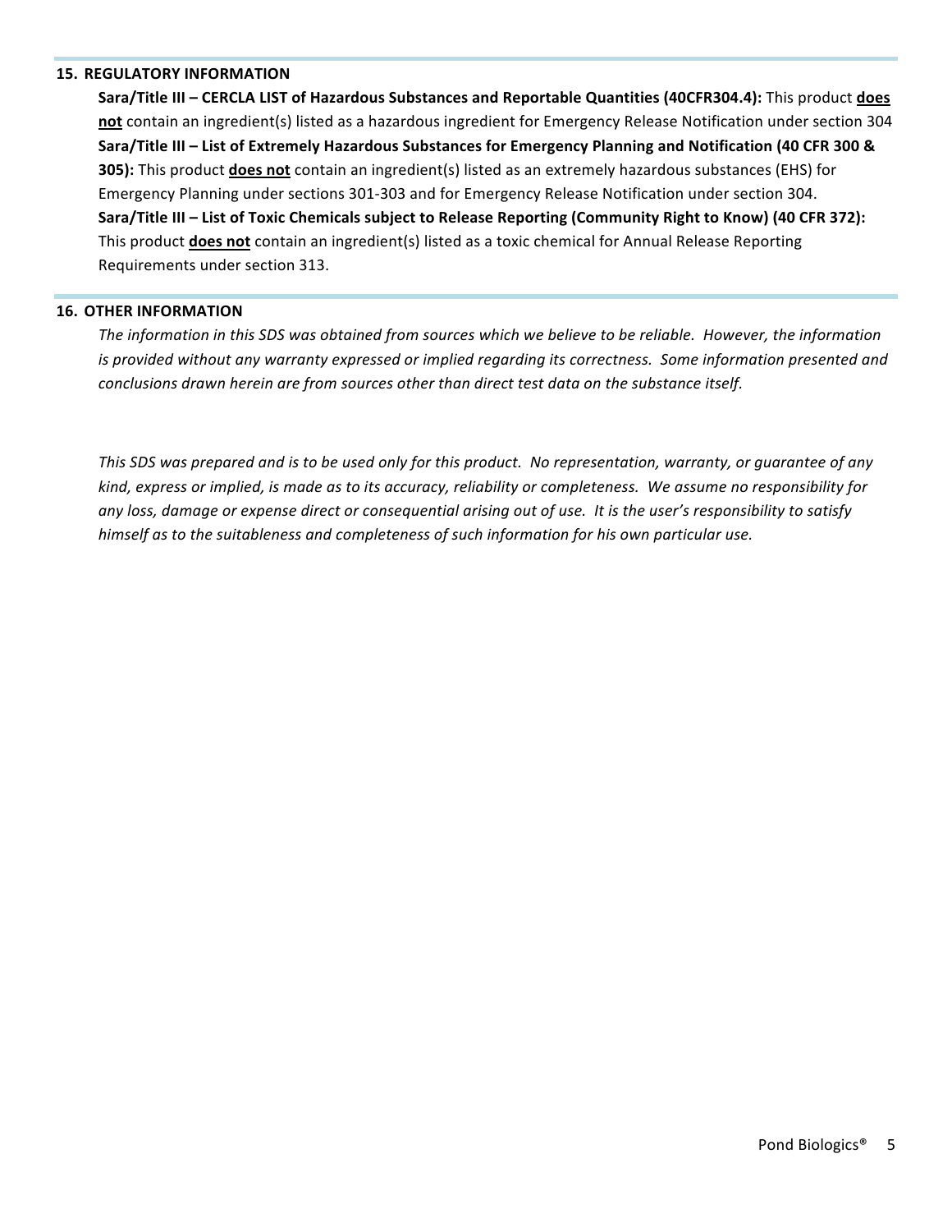## 15. REGULATORY INFORMATION

**Sara/Title III – CERCLA LIST of Hazardous Substances and Reportable Quantities (40CFR304.4):** This product **does not** contain an ingredient(s) listed as a hazardous ingredient for Emergency Release Notification under section 304

**Sara/Title III – List of Extremely Hazardous Substances for Emergency Planning and Notification (40 CFR 300 & 305):** This product **does not** contain an ingredient(s) listed as an extremely hazardous substances (EHS) for Emergency Planning under sections 301-303 and for Emergency Release Notification under section 304.

**Sara/Title III – List of Toxic Chemicals subject to Release Reporting (Community Right to Know) (40 CFR 372):** This product **does not** contain an ingredient(s) listed as a toxic chemical for Annual Release Reporting Requirements under section 313.

## 16. OTHER INFORMATION

*The information in this SDS was obtained from sources which we believe to be reliable. However, the information is provided without any warranty expressed or implied regarding its correctness. Some information presented and conclusions drawn herein are from sources other than direct test data on the substance itself.*

*This SDS was prepared and is to be used only for this product. No representation, warranty, or guarantee of any kind, express or implied, is made as to its accuracy, reliability or completeness. We assume no responsibility for any loss, damage or expense direct or consequential arising out of use. It is the user's responsibility to satisfy himself as to the suitableness and completeness of such information for his own particular use.*